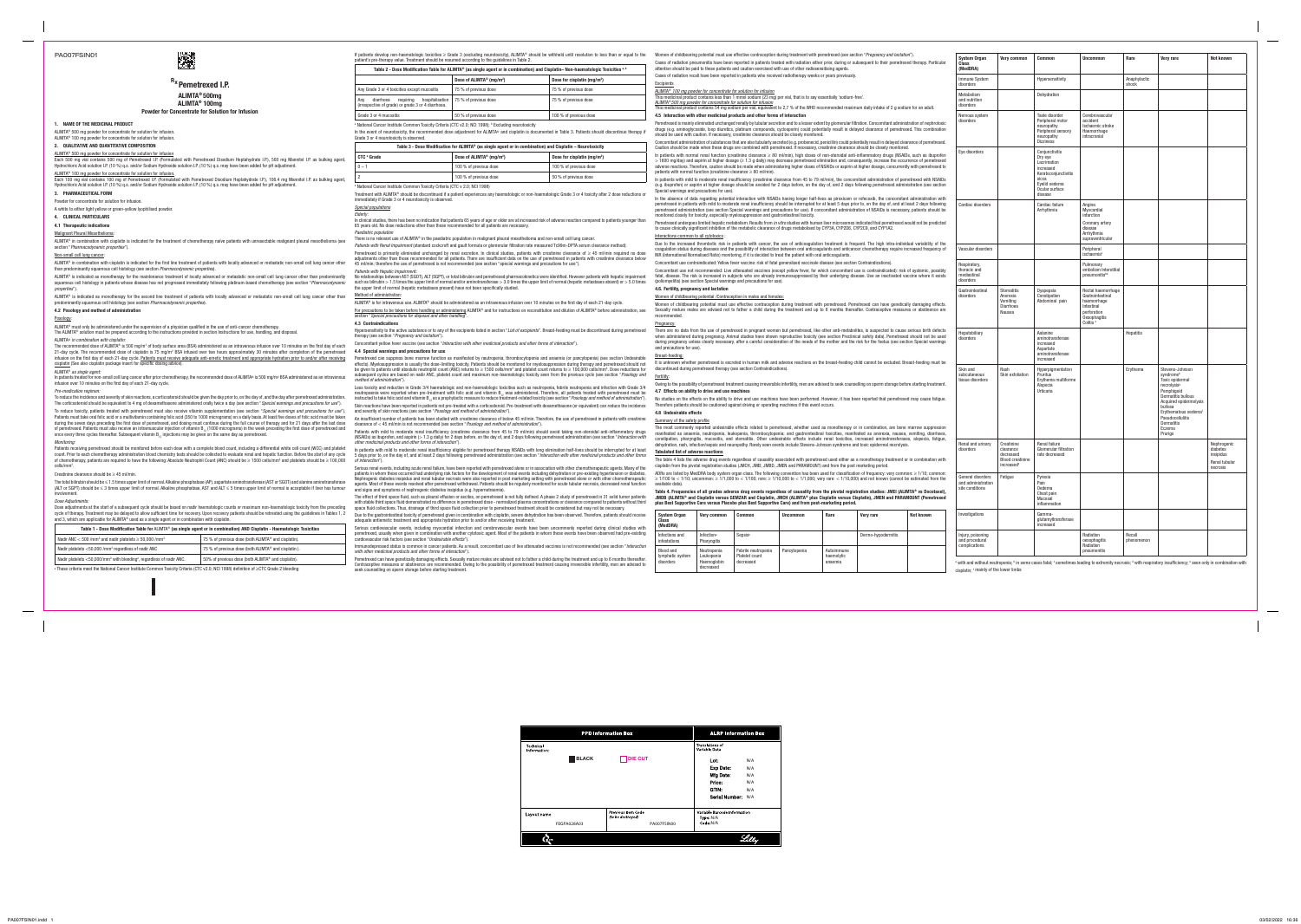PA007FSIN01

# Rx Pemetrexed I.P.

## ALIMTA® 500mg
## ALIMTA® 100mg

**Powder for Concentrate for Solution for Infusion**

### 1. NAME OF THE MEDICINAL PRODUCT

ALIMTA® 500 mg powder for concentrate for solution for infusion.
ALIMTA® 100 mg powder for concentrate for solution for infusion.

### 2. QUALITATIVE AND QUANTITATIVE COMPOSITION

ALIMTA® 500 mg powder for concentrate for solution for infusion

Each 500 mg vial contains 500 mg of Pemetrexed I.P. (Formulated with Pemetrexed Disodium Heptahydrate I.P.), 500 mg Mannitol I.P. as bulking agent, Hydrochloric Acid solution I.P. (10 %) q.s. and/or Sodium Hydroxide solution I.P. (10 %) q.s. may have been added for pH adjustment.

ALIMTA® 100 mg powder for concentrate for solution for infusion

Each 100 mg vial contains 100 mg of Pemetrexed I.P. (Formulated with Pemetrexed Disodium Heptahydrate I.P.), 106.4 mg Mannitol I.P. as bulking agent, Hydrochloric Acid solution I.P. (10 %) q.s. and/or Sodium Hydroxide solution I.P. (10 %) q.s. may have been added for pH adjustment.

### 3. PHARMACEUTICAL FORM

Powder for concentrate for solution for infusion.

A white to either light yellow or green-yellow lyophilised powder.

### 4. CLINICAL PARTICULARS

#### 4.1 Therapeutic indications

Malignant Pleural Mesothelioma:

ALIMTA® in combination with cisplatin is indicated for the treatment of chemotherapy naive patients with unresectable malignant pleural mesothelioma (see section "*Pharmacodynamic properties*").

Non-small cell lung cancer:

ALIMTA® in combination with cisplatin is indicated for the first line treatment of patients with locally advanced or metastatic non-small cell lung cancer other than predominantly squamous cell histology (see section *Pharmacodynamic properties*).

ALIMTA® is indicated as monotherapy for the maintenance treatment of locally advanced or metastatic non-small cell lung cancer other than predominantly squamous cell histology in patients whose disease has not progressed immediately following platinum-based chemotherapy (see section "*Pharmacodynamic properties*").

ALIMTA® is indicated as monotherapy for the second line treatment of patients with locally advanced or metastatic non-small cell lung cancer other than predominantly squamous cell histology (see section *Pharmacodynamic properties*).

#### 4.2 Posology and method of administration

Posology:

ALIMTA® must only be administered under the supervision of a physician qualified in the use of anti-cancer chemotherapy.

The ALIMTA® solution must be prepared according to the instructions provided in section Instruction for use, handling, and disposal.

*ALIMTA® in combination with cisplatin:*

The recommended dose of ALIMTA® is 500 mg/m² of body surface area (BSA) administered as an intravenous infusion over 10 minutes on the first day of each 21-day cycle. The recommended dose of cisplatin is 75 mg/m² BSA infused over two hours approximately 30 minutes after completion of the pemetrexed infusion on the first day of each 21-day cycle. Patients must receive adequate anti-emetic treatment and appropriate hydration prior to and/or after receiving cisplatin (See also cisplatin package insert for specific dosing advice).

*ALIMTA® as single agent:*

In patients treated for non-small cell lung cancer after prior chemotherapy, the recommended dose of ALIMTA® is 500 mg/m² BSA administered as an intravenous infusion over 10 minutes on the first day of each 21-day cycle.

*Pre-medication regimen:*

To reduce the incidence and severity of skin reactions, a corticosteroid should be given the day prior to, on the day of, and the day after pemetrexed administration. The corticosteroid should be equivalent to 4 mg of dexamethasone administered orally twice a day (see section "*Special warnings and precautions for use*").

To reduce toxicity, patients treated with pemetrexed must also receive vitamin supplementation (see section "*Special warnings and precautions for use*"). Patients must take oral folic acid or a multivitamin containing folic acid (350 to 1000 micrograms) on a daily basis. At least five doses of folic acid must be taken during the seven days preceding the first dose of pemetrexed, and dosing must continue during the full course of therapy and for 21 days after the last dose of pemetrexed. Patients must also receive an intramuscular injection of vitamin $B_{12}$ (1000 micrograms) in the week preceding the first dose of pemetrexed and once every three cycles thereafter. Subsequent vitamin $B_{12}$ injections may be given on the same day as pemetrexed.

*Monitoring:*

Patients receiving pemetrexed should be monitored before each dose with a complete blood count, including a differential white cell count (WCC) and platelet count. Prior to each chemotherapy administration blood chemistry tests should be collected to evaluate renal and hepatic function. Before the start of any cycle of chemotherapy, patients are required to have the following: Absolute Neutrophil Count (ANC) should be ≥ 1500 cells/mm³ and platelets should be ≥ 100,000 cells/mm³.

Creatinine clearance should be ≥ 45 ml/min.

The total bilirubin should be ≤ 1.5 times upper limit of normal. Alkaline phosphatase (AP), aspartate aminotransferase (AST or SGOT) and alanine aminotransferase (ALT or SGPT) should be ≤ 3 times upper limit of normal. Alkaline phosphatase, AST and ALT ≤ 5 times upper limit of normal is acceptable if liver has tumour involvement.

*Dose Adjustments:*

Dose adjustments at the start of a subsequent cycle should be based on nadir haematologic counts or maximum non-haematologic toxicity from the preceding cycle of therapy. Treatment may be delayed to allow sufficient time for recovery. Upon recovery patients should be retreated using the guidelines in Tables 1, 2 and 3, which are applicable for ALIMTA® used as a single agent or in combination with cisplatin.

| Table 1 - Dose Modification Table for ALIMTA® (as single agent or in combination) AND Cisplatin – Haematologic Toxicities | |
|---|---|
| Nadir ANC < 500 /mm³ and nadir platelets ≥ 50,000 /mm³ | 75 % of previous dose (both ALIMTA® and cisplatin). |
| Nadir platelets <50,000 /mm³ regardless of nadir ANC | 75 % of previous dose (both ALIMTA® and cisplatin). |
| Nadir platelets <50,000/mm³ with bleeding[a], regardless of nadir ANC. | 50% of previous dose (both ALIMTA® and cisplatin). |

[a] These criteria meet the National Cancer Institute Common Toxicity Criteria (CTC v2.0; NCI 1998) definition of ≥CTC Grade 2 bleeding

If patients develop non-haematologic toxicities ≥ Grade 3 (excluding neurotoxicity), ALIMTA® should be withheld until resolution to less than or equal to the patient's pre-therapy value. Treatment should be resumed according to the guidelines in Table 2.

**Table 2 - Dose Modification Table for ALIMTA® (as single agent or in combination) and Cisplatin– Non-haematologic Toxicities [a, b]**

| | Dose of ALIMTA® (mg/m²) | Dose for cisplatin (mg/m²) |
|---|---|---|
| Any Grade 3 or 4 toxicities except mucositis | 75 % of previous dose | 75 % of previous dose |
| Any diarrhoea requiring hospitalisation (irrespective of grade) or grade 3 or 4 diarrhoea. | 75 % of previous dose | 75 % of previous dose |
| Grade 3 or 4 mucositis | 50 % of previous dose | 100 % of previous dose |

[a] National Cancer Institute Common Toxicity Criteria (CTC v2.0; NCI 1998); [b] Excluding neurotoxicity

In the event of neurotoxicity, the recommended dose adjustment for ALIMTA® and cisplatin is documented in Table 3. Patients should discontinue therapy if Grade 3 or 4 neurotoxicity is observed.

**Table 3 - Dose Modification Table for ALIMTA® (as single agent or in combination) and Cisplatin – Neurotoxicity**

| CTC [a] Grade | Dose of ALIMTA® (mg/m²) | Dose for cisplatin (mg/m²) |
|---|---|---|
| 0 – 1 | 100 % of previous dose | 100 % of previous dose |
| 2 | 100 % of previous dose | 50 % of previous dose |

[a] National Cancer Institute Common Toxicity Criteria (CTC v2.0; NCI 1998)

Treatment with ALIMTA® should be discontinued if a patient experiences any haematologic or non-haematologic Grade 3 or 4 toxicity after 2 dose reductions or immediately if Grade 3 or 4 neurotoxicity is observed.

*Special populations*

*Elderly:*

In clinical studies, there has been no indication that patients 65 years of age or older are at increased risk of adverse reactions compared to patients younger than 65 years old. No dose reductions other than those recommended for all patients are necessary.

*Paediatric population:*

There is no relevant use of ALIMTA® in the paediatric population in malignant pleural mesothelioma and non-small cell lung cancer.

*Patients with Renal Impairment* (standard cockcroft and gault formula or glomerular filtration rate measured Tc99m-DPTA serum clearance method)

Pemetrexed is primarily eliminated unchanged by renal excretion. In clinical studies, patients with creatinine clearance of ≥ 45 ml/min required no dose adjustments other than those recommended for all patients. There are insufficient data on the use of pemetrexed in patients with creatinine clearance below 45 ml/min; therefore the use of pemetrexed is not recommended (see section "special warnings and precautions for use").

*Patients with Hepatic Impairment:*

No relationships between AST (SGOT), ALT (SGPT), or total bilirubin and pemetrexed pharmacokinetics were identified. However patients with hepatic impairment such as bilirubin > 1.5 times the upper limit of normal and/or aminotransferase > 3.0 times the upper limit of normal (hepatic metastases absent) or > 5.0 times the upper limit of normal (hepatic metastases present) have not been specifically studied.

Method of administration:

ALIMTA® is for intravenous use. ALIMTA® should be administered as an intravenous infusion over 10 minutes on the first day of each 21-day cycle.

For precautions to be taken before handling or administering ALIMTA® and for instructions on reconstitution and dilution of ALIMTA® before administration, see section "*Special precautions for disposal and other handling*".

#### 4.3 Contraindications

Hypersensitivity to the active substance or to any of the excipients listed in section "*List of excipients*". Breast-feeding must be discontinued during pemetrexed therapy (see section "*Pregnancy and lactation*").

Concomitant yellow fever vaccine (see section "*Interaction with other medicinal products and other forms of interaction*").

#### 4.4 Special warnings and precautions for use

Pemetrexed can suppress bone marrow function as manifested by neutropenia, thrombocytopenia and anaemia (or pancytopenia) (see section Undesirable effects). Myelosuppression is usually the dose-limiting toxicity. Patients should be monitored for myelosuppression during therapy and pemetrexed should not be given to patients until absolute neutrophil count (ANC) returns to ≥ 1500 cells/mm³ and platelet count returns to ≥ 100,000 cells/mm³. Dose reductions for subsequent cycles are based on nadir ANC, platelet count and maximum non-haematologic toxicity seen from the previous cycle (see section "*Posology and method of administration*").

Less toxicity and reduction in Grade 3/4 haematologic and non-haematologic toxicities such as neutropenia, febrile neutropenia and infection with Grade 3/4 neutropenia were reported when pre-treatment with folic acid and vitamin $B_{12}$ was administered. Therefore, all patients treated with pemetrexed must be instructed to take folic acid and vitamin $B_{12}$ as a prophylactic measure to reduce treatment-related toxicity (see section "*Posology and method of administration*").

Skin reactions have been reported in patients not pre-treated with a corticosteroid. Pre-treatment with dexamethasone (or equivalent) can reduce the incidence and severity of skin reactions (see section "*Posology and method of administration*").

An insufficient number of patients has been studied with creatinine clearance of below 45 ml/min. Therefore, the use of pemetrexed in patients with creatinine clearance of < 45 ml/min is not recommended (see section "*Posology and method of administration*").

Patients with mild to moderate renal insufficiency (creatinine clearance from 45 to 79 ml/min) should avoid taking non-steroidal anti-inflammatory drugs (NSAIDs) such as ibuprofen, and aspirin (> 1.3 g daily) for 2 days before, on the day of, and 2 days following pemetrexed administration (see section "*Interaction with other medicinal products and other forms of interaction*").

In patients with mild to moderate renal insufficiency eligible for pemetrexed therapy NSAIDs with long elimination half-lives should be interrupted for at least 5 days prior to, on the day of, and at least 2 days following pemetrexed administration (see section "*Interaction with other medicinal products and other forms of interaction*").

Serious renal events, including acute renal failure, have been reported with pemetrexed alone or in association with other chemotherapeutic agents. Many of the patients in whom these occurred had underlying risk factors for the development of renal events including dehydration or pre-existing hypertension or diabetes. Nephrogenic diabetes insipidus and renal tubular necrosis were also reported in post marketing setting with pemetrexed alone or with other chemotherapeutic agents. Most of these events resolved after pemetrexed withdrawal. Patients should be regularly monitored for acute tubular necrosis, decreased renal function and signs and symptoms of nephrogenic diabetes insipidus (e.g. hypernatraemia).

The effect of third space fluid, such as pleural effusion or ascites, on pemetrexed is not fully defined. A phase 2 study of pemetrexed in 31 solid tumor patients with stable third space fluid demonstrated no difference in pemetrexed dose - normalized plasma concentrations or clearance compared to patients without third space fluid collections. Thus, drainage of third space fluid collection prior to pemetrexed treatment should be considered but may not be necessary.

Due to the gastrointestinal toxicity of pemetrexed given in combination with cisplatin, severe dehydration has been observed. Therefore, patients should receive adequate antiemetic treatment and appropriate hydration prior to and/or after receiving treatment.

Serious cardiovascular events, including myocardial infarction and cerebrovascular events have been uncommonly reported during clinical studies with pemetrexed, usually when given in combination with another cytotoxic agent. Most of the patients in whom these events have been observed had pre-existing cardiovascular risk factors (see section "*Undesirable effects*").

Immunodepressed status is common in cancer patients. As a result, concomitant use of live attenuated vaccines is not recommended (see section "*Interaction with other medicinal products and other forms of interaction*").

Pemetrexed can have genetically damaging effects. Sexually mature males are advised not to father a child during the treatment and up to 6 months thereafter. Contraceptive measures or abstinence are recommended. Owing to the possibility of pemetrexed treatment causing irreversible infertility, men are advised to seek counselling on sperm storage before starting treatment.

Women of childbearing potential must use effective contraception during treatment with pemetrexed (see section "*Pregnancy and lactation*").

Cases of radiation pneumonitis have been reported in patients treated with radiation either prior, during or subsequent to their pemetrexed therapy. Particular attention should be paid to these patients and caution exercised with use of other radiosensitising agents.

Cases of radiation recall have been reported in patients who received radiotherapy weeks or years previously.

Excipients

*ALIMTA® 100 mg powder for concentrate for solution for infusion*

This medicinal product contains less than 1 mmol sodium (23 mg) per vial, that is to say essentially 'sodium-free'.

*ALIMTA® 500 mg powder for concentrate for solution for infusion*

This medicinal product contains 54 mg sodium per vial, equivalent to 2.7 % of the WHO recommended maximum daily intake of 2 g sodium for an adult.

#### 4.5 Interaction with other medicinal products and other forms of interaction

Pemetrexed is mainly eliminated unchanged renally by tubular secretion and to a lesser extent by glomerular filtration. Concomitant administration of nephrotoxic drugs (e.g. aminoglycoside, loop diuretics, platinum compounds, cyclosporin) could potentially result in delayed clearance of pemetrexed. This combination should be used with caution. If necessary, creatinine clearance should be closely monitored.

Concomitant administration of substances that are also tubularly secreted (e.g. probenecid, penicillin) could potentially result in delayed clearance of pemetrexed. Caution should be made when these drugs are combined with pemetrexed. If necessary, creatinine clearance should be closely monitored.

In patients with normal renal function (creatinine clearance ≥ 80 ml/min), high doses of non-steroidal anti-inflammatory drugs (NSAIDs, such as ibuprofen > 1600 mg/day) and aspirin at higher dosage (≥ 1.3 g daily) may decrease pemetrexed elimination and, consequently, increase the occurrence of pemetrexed adverse reactions. Therefore, caution should be made when administering higher doses of NSAIDs or aspirin at higher dosage, concurrently with pemetrexed to patients with normal function (creatinine clearance ≥ 80 ml/min).

In patients with mild to moderate renal insufficiency (creatinine clearance from 45 to 79 ml/min), the concomitant administration of pemetrexed with NSAIDs (e.g. ibuprofen) or aspirin at higher dosage should be avoided for 2 days before, on the day of, and 2 days following pemetrexed administration (see section Special warnings and precautions for use).

In the absence of data regarding potential interaction with NSAIDs having longer half-lives as piroxicam or rofecoxib, the concomitant administration with pemetrexed in patients with mild to moderate renal insufficiency should be interrupted for at least 5 days prior to, on the day of, and at least 2 days following pemetrexed administration (see section Special warnings and precautions for use). If concomitant administration of NSAIDs is necessary, patients should be monitored closely for toxicity, especially myelosuppression and gastrointestinal toxicity.

Pemetrexed undergoes limited hepatic metabolism. Results from *in vitro* studies with human liver microsomes indicated that pemetrexed would not be predicted to cause clinically significant inhibition of the metabolic clearance of drugs metabolised by CYP3A, CYP2D6, CYP2C9, and CYP1A2.

Interactions common to all cytotoxics:

Due to the increased thrombotic risk in patients with cancer, the use of anticoagulation treatment is frequent. The high intra-individual variability of the coagulation status during diseases and the possibility of interaction between oral anticoagulants and anticancer chemotherapy require increased frequency of INR (International Normalised Ratio) monitoring, if it is decided to treat the patient with oral anticoagulants.

Concomitant use contraindicated: Yellow fever vaccine: risk of fatal generalised vaccinale disease (see section Contraindications).

Concomitant use not recommended: Live attenuated vaccines (except yellow fever, for which concomitant use is contraindicated): risk of systemic, possibly fatal, disease. The risk is increased in subjects who are already immunosuppressed by their underlying disease. Use an inactivated vaccine where it exists (poliomyelitis) (see section Special warnings and precautions for use).

#### 4.6. Fertility, pregnancy and lactation

Women of childbearing potential /Contraception in males and females:

Women of childbearing potential must use effective contraception during treatment with pemetrexed. Pemetrexed can have genetically damaging effects. Sexually mature males are advised not to father a child during the treatment and up to 6 months thereafter. Contraceptive measures or abstinence are recommended.

Pregnancy:

There are no data from the use of pemetrexed in pregnant women but pemetrexed, like other anti-metabolites, is suspected to cause serious birth defects when administered during pregnancy. Animal studies have shown reproductive toxicity (see section Preclinical safety data). Pemetrexed should not be used during pregnancy unless clearly necessary, after a careful consideration of the needs of the mother and the risk for the foetus (see section Special warnings and precautions for use).

Breast-feeding:

It is unknown whether pemetrexed is excreted in human milk and adverse reactions on the breast-feeding child cannot be excluded. Breast-feeding must be discontinued during pemetrexed therapy (see section Contraindications).

Fertility:

Owing to the possibility of pemetrexed treatment causing irreversible infertility, men are advised to seek counselling on sperm storage before starting treatment.

#### 4.7 Effects on ability to drive and use machines

No studies on the effects on the ability to drive and use machines have been performed. However, it has been reported that pemetrexed may cause fatigue. Therefore patients should be cautioned against driving or operating machines if this event occurs.

#### 4.8 Undesirable effects

Summary of the safety profile

The most commonly reported undesirable effects related to pemetrexed, whether used as monotherapy or in combination, are bone marrow suppression manifested as anaemia, neutropenia, leukopenia, thrombocytopenia; and gastrointestinal toxicities, manifested as anorexia, nausea, vomiting, diarrhoea, constipation, pharyngitis, mucositis, and stomatitis. Other undesirable effects include renal toxicities, increased aminotransferases, alopecia, fatigue, dehydration, rash, infection/sepsis and neuropathy. Rarely seen events include Stevens-Johnson syndrome and toxic epidermal necrolysis.

**Tabulated list of adverse reactions**

The table 4 lists the adverse drug events regardless of causality associated with pemetrexed used either as a monotherapy treatment or in combination with cisplatin from the pivotal registration studies (JMCH, JMEI, JMBD, JMEN and PARAMOUNT) and from the post marketing period.

ADRs are listed by MedDRA body system organ class. The following convention has been used for classification of frequency: very common: ≥ 1/10; common: ≥ 1/100 to < 1/10; uncommon: ≥ 1/1,000 to < 1/100; rare: ≥ 1/10,000 to < 1/1,000; very rare: < 1/10,000) and not known (cannot be estimated from the available data).

**Table 4. Frequencies of all grades adverse drug events regardless of causality from the pivotal registration studies: JMEI (ALIMTA® vs Docetaxel), JMDB (ALIMTA® and Cisplatin versus GEMZAR and Cisplatin, JMCH (ALIMTA® plus Cisplatin versus Cisplatin), JMEN and PARAMOUNT (Pemetrexed plus Best Supportive Care versus Placebo plus Best Supportive Care) and from post-marketing period.**

| System Organ Class (MedDRA) | Very common | Common | Uncommon | Rare | Very rare | Not known |
|---|---|---|---|---|---|---|
| Infections and infestations | Infection[a] Pharyngitis | Sepsis[b] | | | Dermo-hypodermitis | |
| Blood and lymphatic system disorders | Neutropenia Leukopenia Haemoglobin decreased | Febrile neutropenia Platelet count decreased | Pancytopenia | Autoimmune haemolytic anaemia | | |
| Immune System disorders | | Hypersensitivity | | Anaphylactic shock | | |
| Metabolism and nutrition disorders | | Dehydration | | | | |
| Nervous system disorders | | Taste disorder Peripheral motor neuropathy Peripheral sensory neuropathy Dizziness | Cerebrovascular accident Ischaemic stroke Haemorrhage intracranial | | | |
| Eye disorders | | Conjunctivitis Dry eye Lacrimation increased Keratoconjunctivitis sicca Eyelid oedema Ocular surface disease | | | | |
| Cardiac disorders | | Cardiac failure Arrhythmia | Angina Myocardial infarction Coronary artery disease Arrhythmia supraventricular | | | |
| Vascular disorders | | | Peripheral ischaemia[c] | | | |
| Respiratory, thoracic and mediastinal disorders | | | Pulmonary embolism Interstitial pneumonitis[bd] | | | |
| Gastrointestinal disorders | Stomatitis Anorexia Vomiting Diarrhoea Nausea | Dyspepsia Constipation Abdominal pain | Rectal haemorrhage Gastrointestinal haemorrhage Intestinal perforation Oesophagitis Colitis[e] | | | |
| Hepatobiliary disorders | | Alanine aminotransferase increased Aspartate aminotransferase increased | | Hepatitis | | |
| Skin and subcutaneous tissue disorders | Rash Skin exfoliation | Hyperpigmentation Pruritus Erythema multiforme Alopecia Urticaria | | Erythema | Stevens-Johnson syndrome[b] Toxic epidermal necrolysis[b] Pemphigoid Dermatitis bullous Acquired epidermolysis bullosa Erythematous oedema[f] Pseudocellulitis Dermatitis Eczema Prurigo | |
| Renal and urinary disorders | Creatinine clearance decreased Blood creatinine increased[e] | Renal failure Glomerular filtration rate decreased | | | | Nephrogenic diabetes insipidus Renal tubular necrosis |
| General disorders and administration site conditions | Fatigue | Pyrexia Pain Oedema Chest pain Mucosal inflammation | | | | |
| Investigations | | Gamma-glutamyltransferase increased | | | | |
| Injury, poisoning and procedural complications | | | Radiation oesophagitis Radiation pneumonitis | Recall phenomenon | | |

[a] with and without neutropenia; [b] in some cases fatal; [c] sometimes leading to extremity necrosis; [d] with respiratory insufficiency; [e] seen only in combination with cisplatin; [f] mainly of the lower limbs

| PPD Information Box | ALRP Information Box |
|---|---|
| Technical Information: BLACK / DIE CUT | Translations of Variable Data — Lot: N/A; Exp Date: N/A; Mfg Date: N/A; Price: N/A; GTIN: N/A; Serial Number: N/A |
| Layout name: FDGPA028A03 — Previous Item Code (to be destroyed): PA007FSIN00 | Variable Barcode Information — Type: N/A; Code: N/A |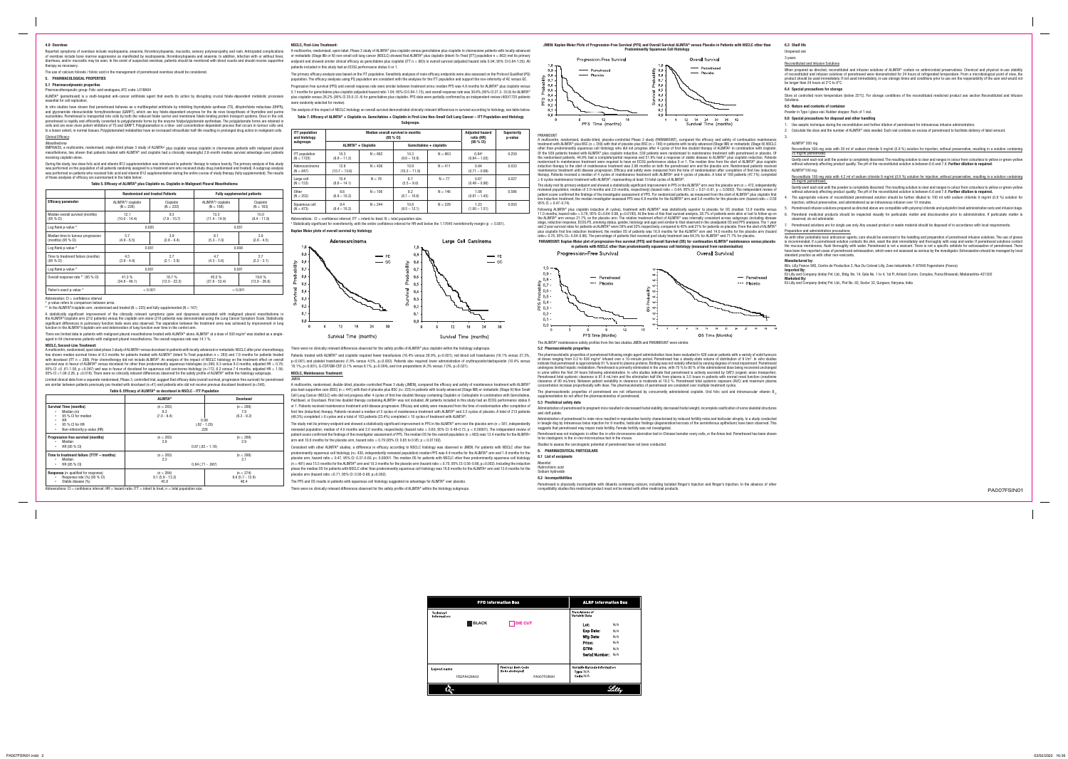## 4.9 Overdose

Reported symptoms of overdose include neutropenia, anaemia, thrombocytopenia, mucositis, sensory polyneuropathy and rash. Anticipated complications of overdose include bone marrow suppression as manifested by neutropenia, thrombocytopenia and anaemia. In addition, infection with or without fever, diarrhoea, and/or mucositis may be seen. In the event of suspected overdose, patients should be monitored with blood counts and should receive supportive therapy as necessary.

The use of calcium folinate / folinic acid in the management of pemetrexed overdose should be considered.

## 5. PHARMACOLOGICAL PROPERTIES

### 5.1 Pharmacodynamic properties

Pharmacotherapeutic group: Folic acid analogues, ATC code: L01BA04

ALIMTA® (pemetrexed) is a multi-targeted anti-cancer antifolate agent that exerts its action by disrupting crucial folate-dependent metabolic processes essential for cell replication.

In vitro studies have shown that pemetrexed behaves as a multitargeted antifolate by inhibiting thymidylate synthase (TS), dihydrofolate reductase (DHFR), and glycinamide ribonucleotide formyltransferase (GARFT), which are key folate-dependent enzymes for the de novo biosynthesis of thymidine and purine nucleotides. Pemetrexed is transported into cells by both the reduced folate carrier and membrane folate binding protein transport systems. Once in the cell, pemetrexed is rapidly and efficiently converted to polyglutamate forms by the enzyme folylpolyglutamate synthetase. The polyglutamate forms are retained in cells and are even more potent inhibitors of TS and GARFT. Polyglutamation is a time- and concentration-dependent process that occurs in tumour cells and, to a lesser extent, in normal tissues. Polyglutamated metabolites have an increased intracellular half-life resulting in prolonged drug action in malignant cells.

Clinical Efficacy

*Mesothelioma*

EMPHACIS, a multicentre, randomised, single-blind phase 3 study of ALIMTA® plus cisplatin versus cisplatin in chemonaive patients with malignant pleural mesothelioma, has shown that patients treated with ALIMTA® and cisplatin had a clinically meaningful 2.8-month median survival advantage over patients receiving cisplatin alone.

During the study, low-dose folic acid and vitamin B12 supplementation was introduced to patients' therapy to reduce toxicity. The primary analysis of this study was performed on the population of all patients randomly assigned to a treatment arm who received study drug (randomised and treated). A subgroup analysis was performed on patients who received folic acid and vitamin B12 supplementation during the entire course of study therapy (fully supplemented). The results of these analyses of efficacy are summarised in the table below:

**Table 5. Efficacy of ALIMTA® plus Cisplatin vs. Cisplatin in Malignant Pleural Mesothelioma**

| Efficacy parameter | Randomized and treated Patients | | Fully supplemented patients | |
|---|---|---|---|---|
| | ALIMTA®/ cisplatin (N = 226) | Cisplatin (N = 222) | ALIMTA®/ cisplatin (N = 168) | Cisplatin (N = 163) |
| Median overall survival (months) (95 % CI) | 12.1 (10.0 - 14.4) | 9.3 (7.8 - 10.7) | 13.3 (11.4 - 14.9) | 10.0 (8.4 - 11.9) |
| Log Rank p-value * | 0.020 | | 0.051 | |
| Median time to tumour progression (months) (95 % CI) | 5.7 (4.9 - 6.5) | 3.9 (2.8 - 4.4) | 6.1 (5.3 - 7.0) | 3.9 (2.8 - 4.5) |
| Log Rank p-value * | 0.001 | | 0.008 | |
| Time to treatment failure (months) (95 % CI) | 4.5 (3.9 - 4.9) | 2.7 (2.1 - 2.9) | 4.7 (4.3 - 5.6) | 2.7 (2.2 - 3.1) |
| Log Rank p-value * | 0.001 | | 0.001 | |
| Overall response rate ** (95 % CI) | 41.3 % (34.8 - 48.1) | 16.7 % (12.0 - 22.2) | 45.5 % (37.8 - 53.4) | 19.6 % (13.8 - 26.6) |
| Fisher's exact p-value * | < 0.001 | | < 0.001 | |

Abbreviation: CI = confidence interval
* p-value refers to comparison between arms.
** In the ALIMTA®/cisplatin arm, randomised and treated (N = 225) and fully supplemented (N = 167)

A statistically significant improvement of the clinically relevant symptoms (pain and dyspnoea) associated with malignant pleural mesothelioma in the ALIMTA®/cisplatin arm (212 patients) versus the cisplatin arm alone (218 patients) was demonstrated using the Lung Cancer Symptom Scale. Statistically significant differences in pulmonary function tests were also observed. The separation between the treatment arms was achieved by improvement in lung function in the ALIMTA®/cisplatin arm and deterioration of lung function over time in the control arm.

There are limited data in patients with malignant pleural mesothelioma treated with ALIMTA® alone. ALIMTA® at a dose of 500 mg/m² was studied as a single-agent in 64 chemonaive patients with malignant pleural mesothelioma. The overall response rate was 14.1 %.

### NSCLC, Second-Line Treatment:

A multicentre, randomised, open label phase 3 study of ALIMTA® versus docetaxel in patients with locally advanced or metastatic NSCLC after prior chemotherapy has shown median survival times of 8.3 months for patients treated with ALIMTA® (Intent To Treat population n = 283) and 7.9 months for patients treated with docetaxel (ITT n = 288). Prior chemotherapy did not include ALIMTA®. An analysis of the impact of NSCLC histology on the treatment effect on overall survival was in favour of ALIMTA® versus docetaxel for other than predominantly squamous histologies (n=399, 9.3 versus 8.0 months, adjusted HR = 0.78; 95% CI =0.61-1.00, p=0.047) and was in favour of docetaxel for squamous cell carcinoma histology (n=172, 6.2 versus 7.4 months, adjusted HR = 1.56; 95% CI =1.08-2.26, p =0.018). There were no clinically relevant differences observed for the safety profile of ALIMTA® within the histology subgroups.

Limited clinical data from a separate randomized, Phase 3, controlled trial, suggest that efficacy data (overall survival, progression free survival) for pemetrexed are similar between patients previously pre-treated with docetaxel (n=41) and patients who did not receive previous docetaxel treatment (n=540).

**Table 6. Efficacy of ALIMTA® vs docetaxel in NSCLC - ITT Population**

| | ALIMTA® | Docetaxel |
|---|---|---|
| **Survival Time (months)** | (n = 283) | (n = 288) |
| • Median (m) | 8.3 | 7.9 |
| • 95 % CI for median | (7.0 - 9.4) | (6.3 - 9.2) |
| • HR | 0.99 | |
| • 95 % CI for HR | (.82 - 1.20) | |
| • Non-inferiority p-value (HR) | .226 | |
| **Progression free survival (months)** | (n = 283) | (n = 288) |
| • Median | 2.9 | 2.9 |
| • HR (95 % CI) | 0.97 (.82 – 1.16) | |
| **Time to treatment failure (TTTF – months)** | (n = 283) | (n = 288) |
| • Median | 2.3 | 2.1 |
| • HR (95 % CI) | 0.84 (.71 - .997) | |
| **Response** (n: qualified for response) | (n = 264) | (n = 274) |
| • Response rate (%) (95 % CI) | 9.1 (5.9 - 13.2) | 8.8 (5.7 - 12.8) |
| • Stable disease (%) | 45.8 | 46.4 |

Abbreviations: CI = confidence interval; HR = hazard ratio; ITT = intent to treat; n = total population size.

### NSCLC, First-Line Treatment:

A multicentre, randomised, open-label, Phase 3 study of ALIMTA® plus cisplatin versus gemcitabine plus cisplatin in chemonaive patients with locally advanced or metastatic (Stage IIIb or IV) non-small cell lung cancer (NSCLC) showed that ALIMTA® plus cisplatin (Intent-To-Treat [ITT] population n = 862) met its primary endpoint and showed similar clinical efficacy as gemcitabine plus cisplatin (ITT n = 863) in overall survival (adjusted hazard ratio 0.94; 95% CI 0.84-1.05). All patients included in this study had an ECOG performance status 0 or 1.

The primary efficacy analysis was based on the ITT population. Sensitivity analyses of main efficacy endpoints were also assessed on the Protocol Qualified (PQ) population. The efficacy analyses using PQ population are consistent with the analyses for the ITT population and support the non-inferiority of AC versus GC.

Progression free survival (PFS) and overall response rate were similar between treatment arms: median PFS was 4.8 months for ALIMTA® plus cisplatin versus 5.1 months for gemcitabine plus cisplatin (adjusted hazard ratio 1.04; 95% CI 0.94-1.15), and overall response rate was 30.6% (95% CI 27.3- 33.9) for ALIMTA® plus cisplatin versus 28.2% (95% CI 25.0-31.4) for gemcitabine plus cisplatin. PFS data were partially confirmed by an independent review (400/1725 patients were randomly selected for review).

The analysis of the impact of NSCLC histology on overall survival demonstrated clinically relevant differences in survival according to histology, see table below.

**Table 7. Efficacy of ALIMTA® + Cisplatin vs. Gemcitabine + Cisplatin in First-Line Non-Small Cell Lung Cancer – ITT Population and Histology Subgroups.**

| ITT population and histology subgroups | Median overall survival in months (95 % CI) | | | | Adjusted hazard ratio (HR) (95 % CI) | Superiority p-value |
|---|---|---|---|---|---|---|
| | ALIMTA® + Cisplatin | | Gemcitabine + cisplatin | | | |
| ITT population (N = 1725) | 10.3 (9.8 – 11.2) | N = 862 | 10.3 (9.6 – 10.9) | N = 863 | 0.94ᵃ (0.84 – 1.05) | 0.259 |
| Adenocarcinoma (N = 847) | 12.6 (10.7 – 13.6) | N = 436 | 10.9 (10.2 – 11.9) | N = 411 | 0.84 (0.71 – 0.99) | 0.033 |
| Large cell (N = 153) | 10.4 (8.6 – 14.1) | N = 76 | 6.7 (5.5 – 9.0) | N = 77 | 0.67 (0.48 – 0.96) | 0.027 |
| Other (N = 252) | 8.6 (6.8 – 10.2) | N = 106 | 9.2 (8.1 – 10.6) | N = 146 | 1.08 (0.81 – 1.45) | 0.586 |
| Squamous cell (N = 473) | 9.4 (8.4 – 10.2) | N = 244 | 10.8 (9.5 – 12.1) | N = 229 | 1.23 (1.00 – 1.51) | 0.050 |

Abbreviations: CI = confidence interval; ITT = intent-to-treat; N = total population size.
ᵃ Statistically significant for noninferiority, with the entire confidence interval for HR well below the 1.17645 noninferiority margin (p < 0.001).

**Kaplan Meier plots of overall survival by histology**

Adenocarcinoma
Survival Probability
1.0 0.9 0.8 0.7 0.6 0.5 0.4 0.3 0.2 0.1 0.0
0 6 12 18 24 30
Survival Time (months)
PC
GC

Large Cell Carcinoma
Survival Probability
1.0 0.9 0.8 0.7 0.6 0.5 0.4 0.3 0.2 0.1 0.0
0 6 12 18 24 30
Survival Time (months)
PC
GC

There were no clinically relevant differences observed for the safety profile of ALIMTA® plus cisplatin within the histology subgroups.

Patients treated with ALIMTA® and cisplatin required fewer transfusions (16.4% versus 28.9%, p<0.001), red blood cell transfusions (16.1% versus 27.3%, p<0.001) and platelet transfusions (1.8% versus 4.5%, p=0.002). Patients also required lower administration of erythropoietin/darbopoietin (10.4% versus 18.1%, p<0.001), G-CSF/GM-CSF (3.1% versus 6.1%, p=0.004), and iron preparations (4.3% versus 7.0%, p=0.021).

### NSCLC, Maintenance Treatment:

JMEN

A multicentre, randomised, double-blind, placebo-controlled Phase 3 study (JMEN), compared the efficacy and safety of maintenance treatment with ALIMTA® plus best supportive care (BSC) (n = 441) with that of placebo plus BSC (n= 222) in patients with locally advanced (Stage IIIB) or metastatic (Stage IV) Non Small Cell Lung Cancer (NSCLC) who did not progress after 4 cycles of first line doublet therapy containing Cisplatin or Carboplatin in combination with Gemcitabine, Paclitaxel, or Docetaxel. First line doublet therapy containing ALIMTA® was not included. All patients included in this study had an ECOG performance status 0 or 1. Patients received maintenance treatment until disease progression. Efficacy and safety were measured from the time of randomisation after completion of first line (induction) therapy. Patients received a median of 5 cycles of maintenance treatment with ALIMTA® and 3.5 cycles of placebo. A total of 213 patients (48.3%) completed ≥ 6 cycles and a total of 103 patients (23.4%) completed ≥ 10 cycles of treatment with ALIMTA®.

The study met its primary endpoint and showed a statistically significant improvement in PFS in the ALIMTA® arm over the placebo arm (n = 581, independently reviewed population; median of 4.0 months and 2.0 months, respectively) (hazard ratio = 0.60, 95% CI: 0.49-0.73, p < 0.00001). The independent review of patient scans confirmed the findings of the investigator assessment of PFS. The median OS for the overall population (n = 663) was 13.4 months for the ALIMTA® arm and 10.6 months for the placebo arm, hazard ratio = 0.79 (95% CI: 0.65 to 0.95; p = 0.01192).

Consistent with other ALIMTA® studies, a difference in efficacy according to NSCLC histology was observed in JMEN. For patients with NSCLC other than predominantly squamous cell histology (n= 430, independently reviewed population) median PFS was 4.4 months for the ALIMTA® arm and 1.8 months for the placebo arm, hazard ratio = 0.47, 95% CI: 0.37-0.60, p= 0.00001. The median OS for patients with NSCLC other than predominantly squamous cell histology (n = 481) was 15.5 months for the ALIMTA® arm and 10.3 months for the placebo arm (hazard ratio = 0.70, 95% CI: 0.56-0.88, p=0.002). Including the induction phase the median OS for patients with NSCLC other than predominantly squamous cell histology was 18.6 months for the ALIMTA® arm and 13.6 months for the placebo arm (hazard ratio =0.71, 95% CI: 0.56-0.88, p=0.002).

The PFS and OS results in patients with squamous cell histology suggested no advantage for ALIMTA® over placebo.

There were no clinically relevant differences observed for the safety profile of ALIMTA® within the histology subgroups.

**JMEN: Kaplan Meier Plots of Progression-Free Survival (PFS) and Overall Survival ALIMTA® versus Placebo in Patients with NSCLC other than Predominantly Squamous Cell Histology**

Progression-Free Survival
PFS Probability
1.0 0.9 0.8 0.7 0.6 0.5 0.4 0.3 0.2 0.1 0.0
0 6 12 18
PFS Time (months)
Pemetrexed
Placebo

Overall Survival
Survival Probability
1.0 0.9 0.8 0.7 0.6 0.5 0.4 0.3 0.2 0.1 0.0
0 6 12 18 24 30 36 42
Survival Time (months)
Pemetrexed
Placebo

PARAMOUNT

A multicentre, randomised, double-blind, placebo-controlled Phase 3 study (PARAMOUNT), compared the efficacy and safety of continuation maintenance treatment with ALIMTA® plus BSC (n = 359) with that of placebo plus BSC (n = 180) in patients with locally advanced (Stage IIIB) or metastatic (Stage IV) NSCLC other than predominantly squamous cell histology who did not progress after 4 cycles of first line doublet therapy of ALIMTA® in combination with cisplatin. Of the 939 patients treated with ALIMTA® plus cisplatin induction, 539 patients were randomised to maintenance treatment with pemetrexed or placebo. Of the randomised patients, 44.9% had a complete/partial response and 51.9% had a response of stable disease to ALIMTA® plus cisplatin induction. Patients randomised to maintenance treatment were required to have an ECOG performance status 0 or 1. The median time from the start of ALIMTA® plus cisplatin induction therapy to the start of maintenance treatment was 2.96 months on both the pemetrexed arm and the placebo arm. Randomised patients received maintenance treatment until disease progression. Efficacy and safety were measured from the time of randomisation after completion of first line (induction) therapy. Patients received a median of 4 cycles of maintenance treatment with ALIMTA® and 4 cycles of placebo. A total of 169 patients (47.1%) completed ≥ 6 cycles maintenance treatment with ALIMTA®, representing at least 10 total cycles of ALIMTA®.

The study met its primary endpoint and showed a statistically significant improvement in PFS in the ALIMTA® arm over the placebo arm (n = 472, independently reviewed population; median of 3.9 months and 2.6 months, respectively) (hazard ratio = 0.64, 95% CI = 0.51-0.81, p = 0.0002). The independent review of patient scans confirmed the findings of the investigator assessment of PFS. For randomised patients, as measured from the start of ALIMTA® plus cisplatin first line induction treatment, the median investigator-assessed PFS was 6.9 months for the ALIMTA® arm and 5.6 months for the placebo arm (hazard ratio = 0.59 95% CI = 0.47-0.74).

Following ALIMTA® plus cisplatin induction (4 cycles), treatment with ALIMTA® was statistically superior to placebo for OS (median 13.9 months versus 11.0 months, hazard ratio = 0.78, 95% CI=0.64-0.96, p=0.0195). At the time of this final survival analysis, 28.7% of patients were alive or lost to follow up on the ALIMTA® arm versus 21.7% on the placebo arm. The relative treatment effect of ALIMTA® was internally consistent across subgroups (including disease stage, induction response, ECOG PS, smoking status, gender, histology and age) and similar to that observed in the unadjusted OS and PFS analyses. The 1 year and 2 year survival rates for patients on ALIMTA® were 58% and 32% respectively, compared to 45% and 21% for patients on placebo. From the start of ALIMTA® plus cisplatin first line induction treatment, the median OS of patients was 16.9 months for the ALIMTA® arm and 14.0 months for the placebo arm (hazard ratio= 0.78, 95% CI= 0.64-0.96). The percentage of patients that received post study treatment was 64.3% for ALIMTA® and 71.7% for placebo.

**PARAMOUNT: Kaplan Meier plot of progression-free survival (PFS) and Overall Survival (OS) for continuation ALIMTA® maintenance versus placebo in patients with NSCLC other than predominantly squamous cell histology (measured from randomisation)**

Progression-Free Survival
PFS Probability
1.0 0.9 0.8 0.7 0.6 0.5 0.4 0.3 0.2 0.1 0.0
0 3 6 9 12 15
PFS Time (Months)
Pemetrexed
Placebo

Overall Survival
OS Probability
OS Time (Months)
Pemetrexed
Placebo

The ALIMTA® maintenance safety profiles from the two studies JMEN and PARAMOUNT were similar.

### 5.2 Pharmacokinetic properties

The pharmacokinetic properties of pemetrexed following single-agent administration have been evaluated in 426 cancer patients with a variety of solid tumours at doses ranging from 0.2 to 838 mg/m² infused over a 10-minute period. Pemetrexed has a steady-state volume of distribution of 9 l/m². *In vitro* studies indicate that pemetrexed is approximately 81 % bound to plasma proteins. Binding was not notably affected by varying degrees of renal impairment. Pemetrexed undergoes limited hepatic metabolism. Pemetrexed is primarily eliminated in the urine, with 70 % to 90 % of the administered dose being recovered unchanged in urine within the first 24 hours following administration. In vitro studies indicate that pemetrexed is actively secreted by OAT3 (organic anion transporter). Pemetrexed total systemic clearance is 91.8 ml/min and the elimination half-life from plasma is 3.5 hours in patients with normal renal function (creatinine clearance of 90 ml/min). Between patient variability in clearance is moderate at 19.3 %. Pemetrexed total systemic exposure (AUC) and maximum plasma concentration increase proportionally with dose. The pharmacokinetics of pemetrexed are consistent over multiple treatment cycles.

The pharmacokinetic properties of pemetrexed are not influenced by concurrently administered cisplatin. Oral folic acid and intramuscular vitamin $B_{12}$ supplementation do not affect the pharmacokinetics of pemetrexed.

### 5.3 Preclinical safety data

Administration of pemetrexed to pregnant mice resulted in decreased foetal viability, decreased foetal weight, incomplete ossification of some skeletal structures and cleft palate.

Administration of pemetrexed to male mice resulted in reproductive toxicity characterised by reduced fertility rates and testicular atrophy. In a study conducted in beagle dog by intravenous bolus injection for 9 months, testicular findings (degeneration/necrosis of the seminiferous epithelium) have been observed. This suggests that pemetrexed may impair male fertility. Female fertility was not investigated.

Pemetrexed was not mutagenic in either the in vitro chromosome aberration test in Chinese hamster ovary cells, or the Ames test. Pemetrexed has been shown to be clastogenic in the *in vivo* micronucleus test in the mouse.

Studies to assess the carcinogenic potential of pemetrexed have not been conducted.

## 6. PHARMACEUTICAL PARTICULARS

### 6.1 List of excipients

Mannitol
Hydrochloric acid
Sodium hydroxide

### 6.2 Incompatibilities

Pemetrexed is physically incompatible with diluents containing calcium, including lactated Ringer's injection and Ringer's injection. In the absence of other compatibility studies this medicinal product must not be mixed with other medicinal products.

### 6.3 Shelf life

Unopened vial

3 years

Reconstituted and Infusion Solutions

When prepared as directed, reconstituted and infusion solutions of ALIMTA® contain no antimicrobial preservatives. Chemical and physical in-use stability of reconstituted and infusion solutions of pemetrexed were demonstrated for 24 hours at refrigerated temperature. From a microbiological point of view, the product should be used immediately. If not used immediately, in-use storage times and conditions prior to use are the responsibility of the user and would not be longer than 24 hours at 2°C to 8°C.

### 6.4 Special precautions for storage

Store at controlled room temperature (below 25°C). For storage conditions of the reconstituted medicinal product see section Reconstituted and Infusion Solutions.

### 6.5 Nature and contents of container

Powder in Type I glass vial. Rubber stopper. Pack of 1 vial.

### 6.6 Special precautions for disposal and other handling

1. Use aseptic technique during the reconstitution and further dilution of pemetrexed for intravenous infusion administration.
2. Calculate the dose and the number of ALIMTA® vials needed. Each vial contains an excess of pemetrexed to facilitate delivery of label amount.
3.

ALIMTA® 500 mg

Reconstitute 500-mg vials with 20 ml of sodium chloride 9 mg/ml (0.9 %) solution for injection, without preservative, resulting in a solution containing 25 mg/ml pemetrexed.

Gently swirl each vial until the powder is completely dissolved. The resulting solution is clear and ranges in colour from colourless to yellow or green-yellow without adversely affecting product quality. The pH of the reconstituted solution is between 6.6 and 7.8. **Further dilution is required.**

ALIMTA® 100 mg

Reconstitute 100-mg vials with 4.2 ml of sodium chloride 9 mg/ml (0.9 %) solution for injection, without preservative, resulting in a solution containing 25 mg/ml pemetrexed.

Gently swirl each vial until the powder is completely dissolved. The resulting solution is clear and ranges in colour from colourless to yellow or green-yellow without adversely affecting product quality. The pH of the reconstituted solution is between 6.6 and 7.8. **Further dilution is required.**

4. The appropriate volume of reconstituted pemetrexed solution should be further diluted to 100 ml with sodium chloride 9 mg/ml (0.9 %) solution for injection, without preservative, and administered as an intravenous infusion over 10 minutes.
5. Pemetrexed infusion solutions prepared as directed above are compatible with polyvinyl chloride and polyolefin lined administration sets and infusion bags.
6. Parenteral medicinal products should be inspected visually for particulate matter and discolouration prior to administration. If particulate matter is observed, do not administer.
7. Pemetrexed solutions are for single use only. Any unused product or waste material should be disposed of in accordance with local requirements.

Preparation and administration precautions:

As with other potentially toxic anticancer agents, care should be exercised in the handling and preparation of pemetrexed infusion solutions. The use of gloves is recommended. If a pemetrexed solution contacts the skin, wash the skin immediately and thoroughly with soap and water. If pemetrexed solutions contact the mucous membranes, flush thoroughly with water. Pemetrexed is not a vesicant. There is not a specific antidote for extravasation of pemetrexed. There have been few reported cases of pemetrexed extravasation, which were not assessed as serious by the investigator. Extravasation should be managed by local standard practice as with other non-vesicants.

**Manufactured by:**
M/s. Lilly France SAS, Centre de Production 2, Rue Du Colonel Lilly, Zone Industrielle, F-67640 Fegersheim (France)

**Imported By:**
Eli Lilly and Company (India) Pvt. Ltd., Bldg. No. 14, Gala No. 1 to 4, 1st Flr, Arihant Comm. Complex, Purna Bhiwandi, Maharashtra-421302

**Marketed By:**
Eli Lilly and Company (India) Pvt. Ltd., Plot No. 92, Sector 32, Gurgaon, Haryana, India

PA007FSIN01